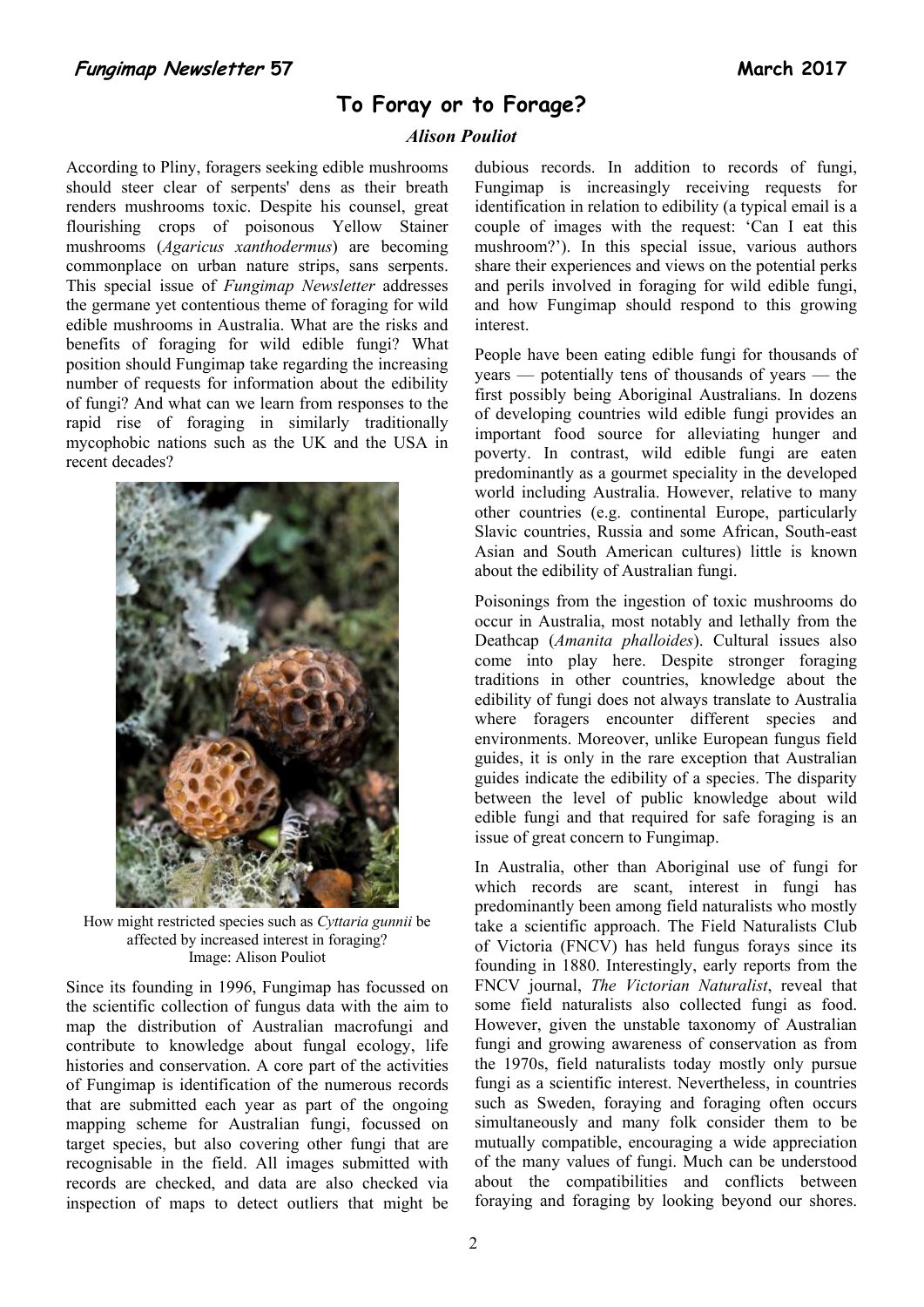# To Foray or to Forage?

*Alison Pouliot*

According to Pliny, foragers seeking edible mushrooms should steer clear of serpents' dens as their breath renders mushrooms toxic. Despite his counsel, great flourishing crops of poisonous Yellow Stainer mushrooms (*Agaricus xanthodermus*) are becoming commonplace on urban nature strips, sans serpents. This special issue of *Fungimap Newsletter* addresses the germane yet contentious theme of foraging for wild edible mushrooms in Australia. What are the risks and benefits of foraging for wild edible fungi? What position should Fungimap take regarding the increasing number of requests for information about the edibility of fungi? And what can we learn from responses to the rapid rise of foraging in similarly traditionally mycophobic nations such as the UK and the USA in recent decades?

How might restricted species such as *Cyttaria gunnii* be affected by increased interest in foraging?
Image: Alison Pouliot

Since its founding in 1996, Fungimap has focussed on the scientific collection of fungus data with the aim to map the distribution of Australian macrofungi and contribute to knowledge about fungal ecology, life histories and conservation. A core part of the activities of Fungimap is identification of the numerous records that are submitted each year as part of the ongoing mapping scheme for Australian fungi, focussed on target species, but also covering other fungi that are recognisable in the field. All images submitted with records are checked, and data are also checked via inspection of maps to detect outliers that might be dubious records. In addition to records of fungi, Fungimap is increasingly receiving requests for identification in relation to edibility (a typical email is a couple of images with the request: 'Can I eat this mushroom?'). In this special issue, various authors share their experiences and views on the potential perks and perils involved in foraging for wild edible fungi, and how Fungimap should respond to this growing interest.

People have been eating edible fungi for thousands of years — potentially tens of thousands of years — the first possibly being Aboriginal Australians. In dozens of developing countries wild edible fungi provides an important food source for alleviating hunger and poverty. In contrast, wild edible fungi are eaten predominantly as a gourmet speciality in the developed world including Australia. However, relative to many other countries (e.g. continental Europe, particularly Slavic countries, Russia and some African, South-east Asian and South American cultures) little is known about the edibility of Australian fungi.

Poisonings from the ingestion of toxic mushrooms do occur in Australia, most notably and lethally from the Deathcap (*Amanita phalloides*). Cultural issues also come into play here. Despite stronger foraging traditions in other countries, knowledge about the edibility of fungi does not always translate to Australia where foragers encounter different species and environments. Moreover, unlike European fungus field guides, it is only in the rare exception that Australian guides indicate the edibility of a species. The disparity between the level of public knowledge about wild edible fungi and that required for safe foraging is an issue of great concern to Fungimap.

In Australia, other than Aboriginal use of fungi for which records are scant, interest in fungi has predominantly been among field naturalists who mostly take a scientific approach. The Field Naturalists Club of Victoria (FNCV) has held fungus forays since its founding in 1880. Interestingly, early reports from the FNCV journal, *The Victorian Naturalist*, reveal that some field naturalists also collected fungi as food. However, given the unstable taxonomy of Australian fungi and growing awareness of conservation as from the 1970s, field naturalists today mostly only pursue fungi as a scientific interest. Nevertheless, in countries such as Sweden, foraying and foraging often occurs simultaneously and many folk consider them to be mutually compatible, encouraging a wide appreciation of the many values of fungi. Much can be understood about the compatibilities and conflicts between foraying and foraging by looking beyond our shores.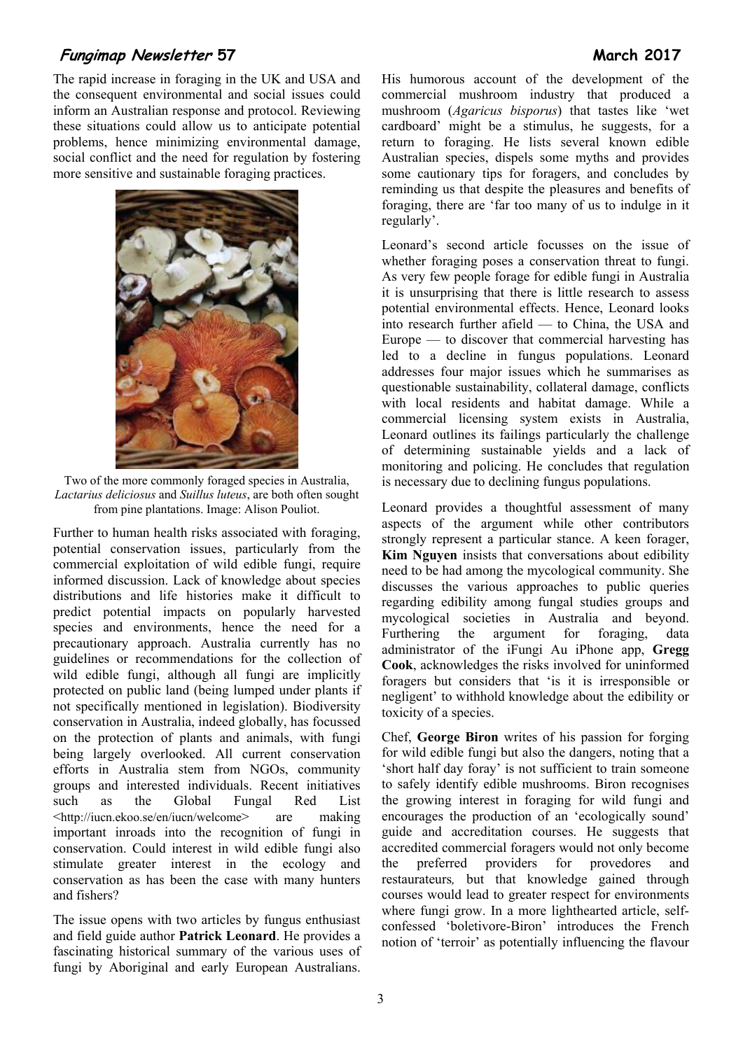The rapid increase in foraging in the UK and USA and the consequent environmental and social issues could inform an Australian response and protocol. Reviewing these situations could allow us to anticipate potential problems, hence minimizing environmental damage, social conflict and the need for regulation by fostering more sensitive and sustainable foraging practices.

Two of the more commonly foraged species in Australia, *Lactarius deliciosus* and *Suillus luteus*, are both often sought from pine plantations. Image: Alison Pouliot.

Further to human health risks associated with foraging, potential conservation issues, particularly from the commercial exploitation of wild edible fungi, require informed discussion. Lack of knowledge about species distributions and life histories make it difficult to predict potential impacts on popularly harvested species and environments, hence the need for a precautionary approach. Australia currently has no guidelines or recommendations for the collection of wild edible fungi, although all fungi are implicitly protected on public land (being lumped under plants if not specifically mentioned in legislation). Biodiversity conservation in Australia, indeed globally, has focussed on the protection of plants and animals, with fungi being largely overlooked. All current conservation efforts in Australia stem from NGOs, community groups and interested individuals. Recent initiatives such as the Global Fungal Red List <http://iucn.ekoo.se/en/iucn/welcome> are making important inroads into the recognition of fungi in conservation. Could interest in wild edible fungi also stimulate greater interest in the ecology and conservation as has been the case with many hunters and fishers?

The issue opens with two articles by fungus enthusiast and field guide author **Patrick Leonard**. He provides a fascinating historical summary of the various uses of fungi by Aboriginal and early European Australians. His humorous account of the development of the commercial mushroom industry that produced a mushroom (*Agaricus bisporus*) that tastes like 'wet cardboard' might be a stimulus, he suggests, for a return to foraging. He lists several known edible Australian species, dispels some myths and provides some cautionary tips for foragers, and concludes by reminding us that despite the pleasures and benefits of foraging, there are 'far too many of us to indulge in it regularly'.

Leonard's second article focusses on the issue of whether foraging poses a conservation threat to fungi. As very few people forage for edible fungi in Australia it is unsurprising that there is little research to assess potential environmental effects. Hence, Leonard looks into research further afield — to China, the USA and Europe — to discover that commercial harvesting has led to a decline in fungus populations. Leonard addresses four major issues which he summarises as questionable sustainability, collateral damage, conflicts with local residents and habitat damage. While a commercial licensing system exists in Australia, Leonard outlines its failings particularly the challenge of determining sustainable yields and a lack of monitoring and policing. He concludes that regulation is necessary due to declining fungus populations.

Leonard provides a thoughtful assessment of many aspects of the argument while other contributors strongly represent a particular stance. A keen forager, **Kim Nguyen** insists that conversations about edibility need to be had among the mycological community. She discusses the various approaches to public queries regarding edibility among fungal studies groups and mycological societies in Australia and beyond. Furthering the argument for foraging, data administrator of the iFungi Au iPhone app, **Gregg Cook**, acknowledges the risks involved for uninformed foragers but considers that 'is it is irresponsible or negligent' to withhold knowledge about the edibility or toxicity of a species.

Chef, **George Biron** writes of his passion for forging for wild edible fungi but also the dangers, noting that a 'short half day foray' is not sufficient to train someone to safely identify edible mushrooms. Biron recognises the growing interest in foraging for wild fungi and encourages the production of an 'ecologically sound' guide and accreditation courses. He suggests that accredited commercial foragers would not only become the preferred providers for provedores and restaurateurs, but that knowledge gained through courses would lead to greater respect for environments where fungi grow. In a more lighthearted article, self-confessed 'boletivore-Biron' introduces the French notion of 'terroir' as potentially influencing the flavour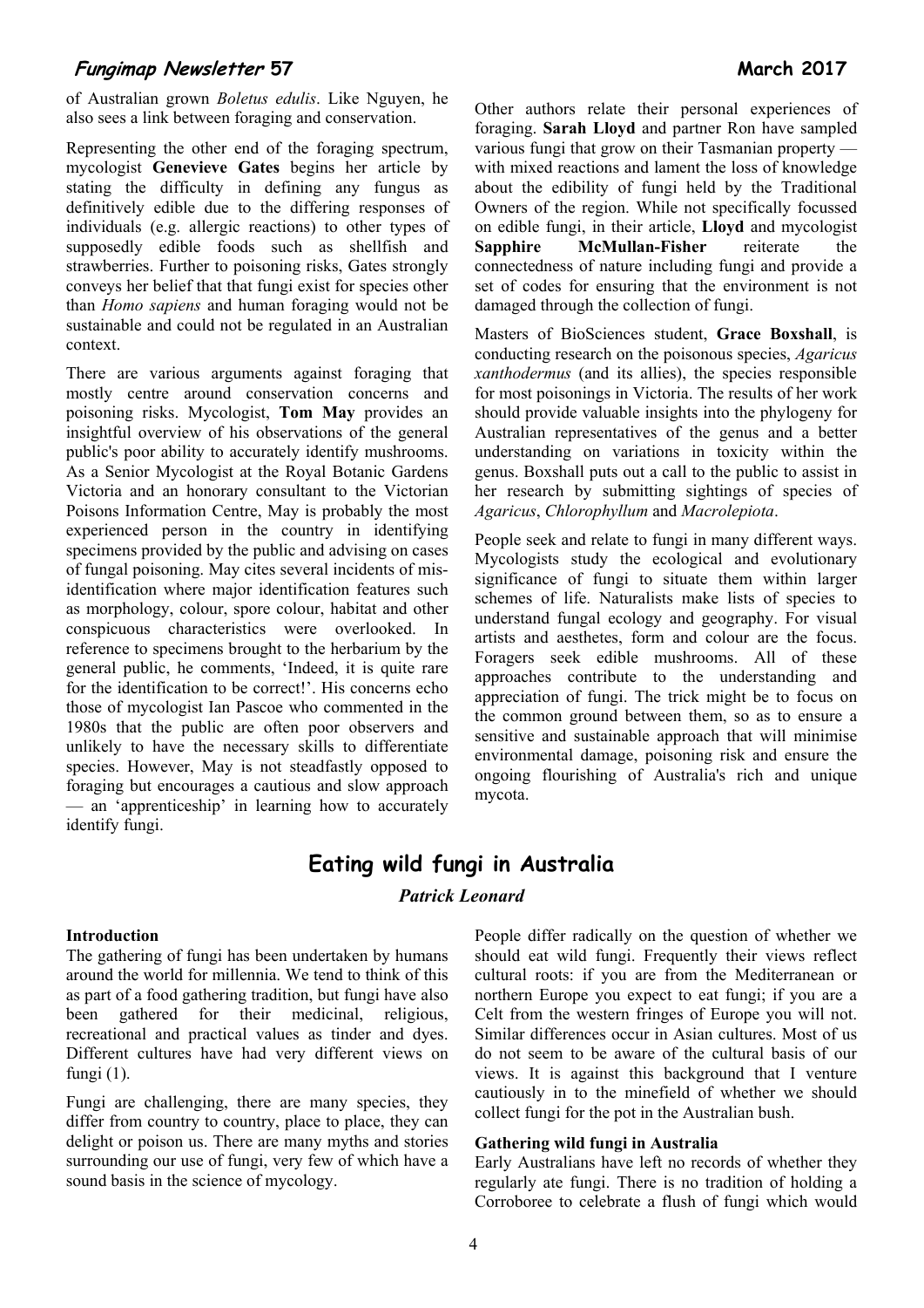of Australian grown *Boletus edulis*. Like Nguyen, he also sees a link between foraging and conservation.

Representing the other end of the foraging spectrum, mycologist **Genevieve Gates** begins her article by stating the difficulty in defining any fungus as definitively edible due to the differing responses of individuals (e.g. allergic reactions) to other types of supposedly edible foods such as shellfish and strawberries. Further to poisoning risks, Gates strongly conveys her belief that that fungi exist for species other than *Homo sapiens* and human foraging would not be sustainable and could not be regulated in an Australian context.

There are various arguments against foraging that mostly centre around conservation concerns and poisoning risks. Mycologist, **Tom May** provides an insightful overview of his observations of the general public's poor ability to accurately identify mushrooms. As a Senior Mycologist at the Royal Botanic Gardens Victoria and an honorary consultant to the Victorian Poisons Information Centre, May is probably the most experienced person in the country in identifying specimens provided by the public and advising on cases of fungal poisoning. May cites several incidents of mis-identification where major identification features such as morphology, colour, spore colour, habitat and other conspicuous characteristics were overlooked. In reference to specimens brought to the herbarium by the general public, he comments, 'Indeed, it is quite rare for the identification to be correct!'. His concerns echo those of mycologist Ian Pascoe who commented in the 1980s that the public are often poor observers and unlikely to have the necessary skills to differentiate species. However, May is not steadfastly opposed to foraging but encourages a cautious and slow approach — an 'apprenticeship' in learning how to accurately identify fungi.

Other authors relate their personal experiences of foraging. **Sarah Lloyd** and partner Ron have sampled various fungi that grow on their Tasmanian property — with mixed reactions and lament the loss of knowledge about the edibility of fungi held by the Traditional Owners of the region. While not specifically focussed on edible fungi, in their article, **Lloyd** and mycologist **Sapphire McMullan-Fisher** reiterate the connectedness of nature including fungi and provide a set of codes for ensuring that the environment is not damaged through the collection of fungi.

Masters of BioSciences student, **Grace Boxshall**, is conducting research on the poisonous species, *Agaricus xanthodermus* (and its allies), the species responsible for most poisonings in Victoria. The results of her work should provide valuable insights into the phylogeny for Australian representatives of the genus and a better understanding on variations in toxicity within the genus. Boxshall puts out a call to the public to assist in her research by submitting sightings of species of *Agaricus*, *Chlorophyllum* and *Macrolepiota*.

People seek and relate to fungi in many different ways. Mycologists study the ecological and evolutionary significance of fungi to situate them within larger schemes of life. Naturalists make lists of species to understand fungal ecology and geography. For visual artists and aesthetes, form and colour are the focus. Foragers seek edible mushrooms. All of these approaches contribute to the understanding and appreciation of fungi. The trick might be to focus on the common ground between them, so as to ensure a sensitive and sustainable approach that will minimise environmental damage, poisoning risk and ensure the ongoing flourishing of Australia's rich and unique mycota.

## Eating wild fungi in Australia

***Patrick Leonard***

### Introduction

The gathering of fungi has been undertaken by humans around the world for millennia. We tend to think of this as part of a food gathering tradition, but fungi have also been gathered for their medicinal, religious, recreational and practical values as tinder and dyes. Different cultures have had very different views on fungi (1).

Fungi are challenging, there are many species, they differ from country to country, place to place, they can delight or poison us. There are many myths and stories surrounding our use of fungi, very few of which have a sound basis in the science of mycology.

People differ radically on the question of whether we should eat wild fungi. Frequently their views reflect cultural roots: if you are from the Mediterranean or northern Europe you expect to eat fungi; if you are a Celt from the western fringes of Europe you will not. Similar differences occur in Asian cultures. Most of us do not seem to be aware of the cultural basis of our views. It is against this background that I venture cautiously in to the minefield of whether we should collect fungi for the pot in the Australian bush.

### Gathering wild fungi in Australia

Early Australians have left no records of whether they regularly ate fungi. There is no tradition of holding a Corroboree to celebrate a flush of fungi which would